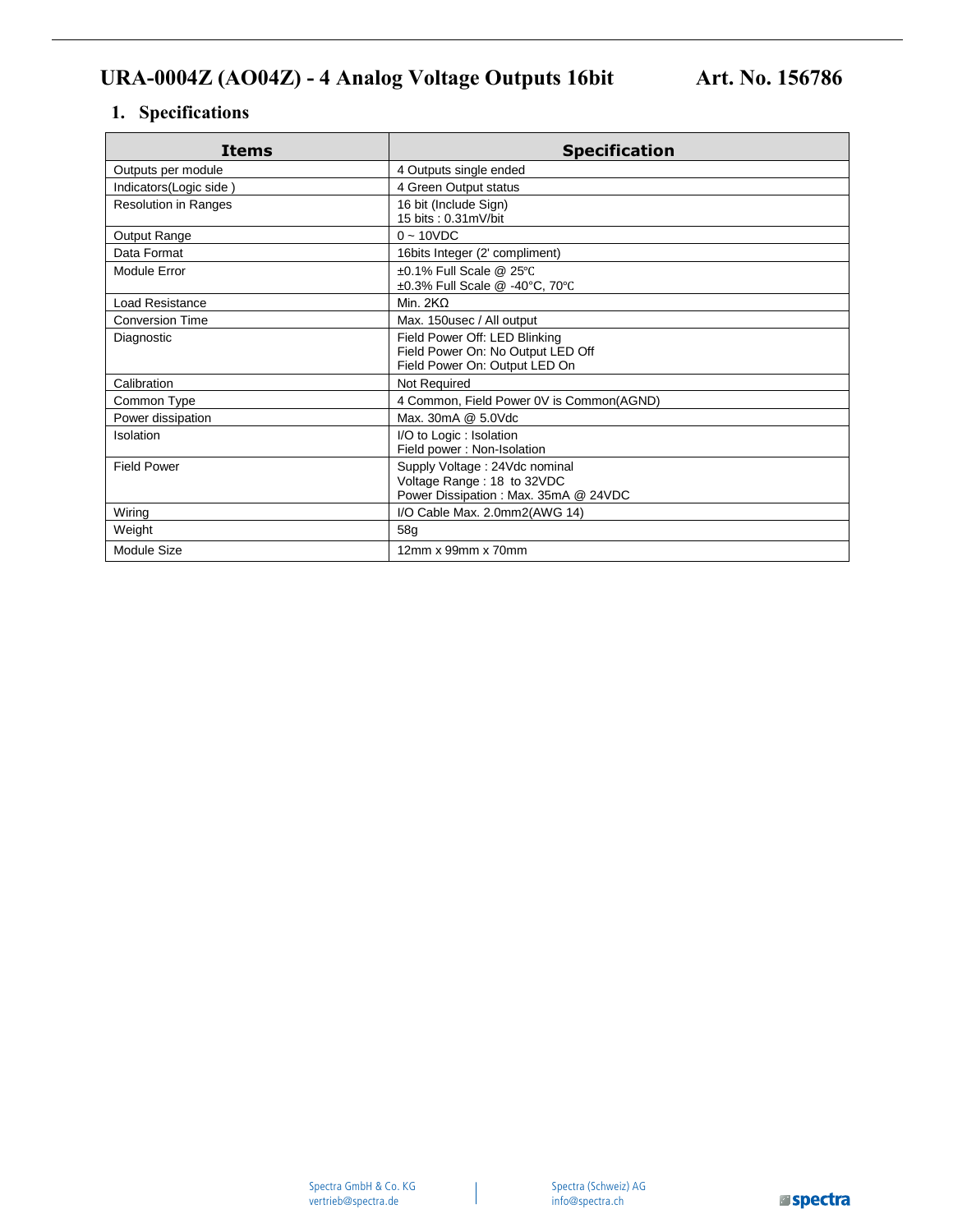# URA-0004Z (AO04Z) - 4 Analog Voltage Outputs 16bit Art. No. 156786

## 1. Specifications

| Items | Specification |
|---|---|
| Outputs per module | 4 Outputs single ended |
| Indicators(Logic side ) | 4 Green Output status |
| Resolution in Ranges | 16 bit (Include Sign)<br>15 bits : 0.31mV/bit |
| Output Range | 0 ~ 10VDC |
| Data Format | 16bits Integer (2' compliment) |
| Module Error | ±0.1% Full Scale @ 25℃<br>±0.3% Full Scale @ -40°C, 70℃ |
| Load Resistance | Min. 2KΩ |
| Conversion Time | Max. 150usec / All output |
| Diagnostic | Field Power Off: LED Blinking<br>Field Power On: No Output LED Off<br>Field Power On: Output LED On |
| Calibration | Not Required |
| Common Type | 4 Common, Field Power 0V is Common(AGND) |
| Power dissipation | Max. 30mA @ 5.0Vdc |
| Isolation | I/O to Logic : Isolation<br>Field power : Non-Isolation |
| Field Power | Supply Voltage : 24Vdc nominal<br>Voltage Range : 18 to 32VDC<br>Power Dissipation : Max. 35mA @ 24VDC |
| Wiring | I/O Cable Max. 2.0mm2(AWG 14) |
| Weight | 58g |
| Module Size | 12mm x 99mm x 70mm |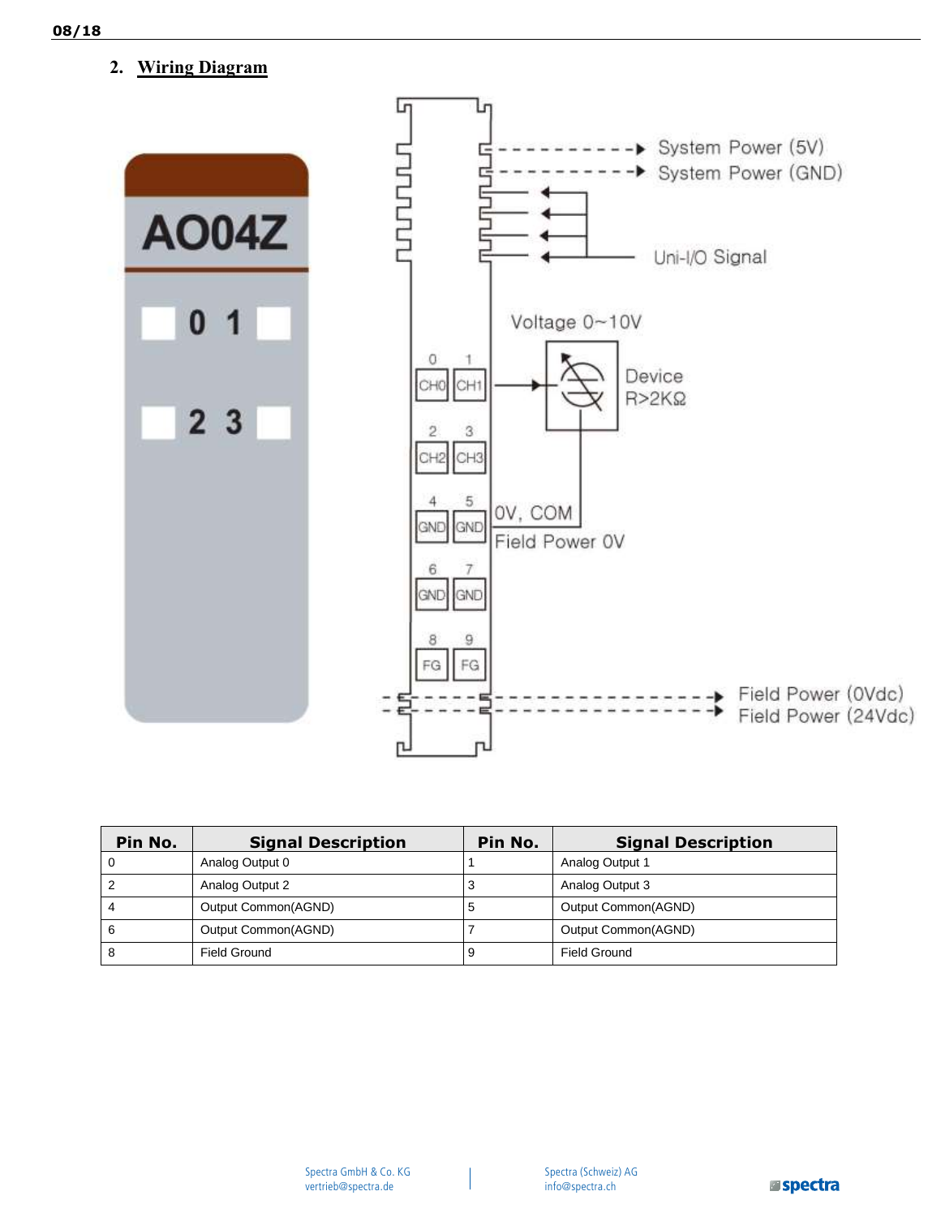## 2. Wiring Diagram

AO04Z

0 1

2 3

System Power (5V)

System Power (GND)

Uni-I/O Signal

Voltage 0~10V

Device
R>2KΩ

0V, COM
Field Power 0V

Field Power (0Vdc)
Field Power (24Vdc)

| Pin No. | Signal Description | Pin No. | Signal Description |
|---|---|---|---|
| 0 | Analog Output 0 | 1 | Analog Output 1 |
| 2 | Analog Output 2 | 3 | Analog Output 3 |
| 4 | Output Common(AGND) | 5 | Output Common(AGND) |
| 6 | Output Common(AGND) | 7 | Output Common(AGND) |
| 8 | Field Ground | 9 | Field Ground |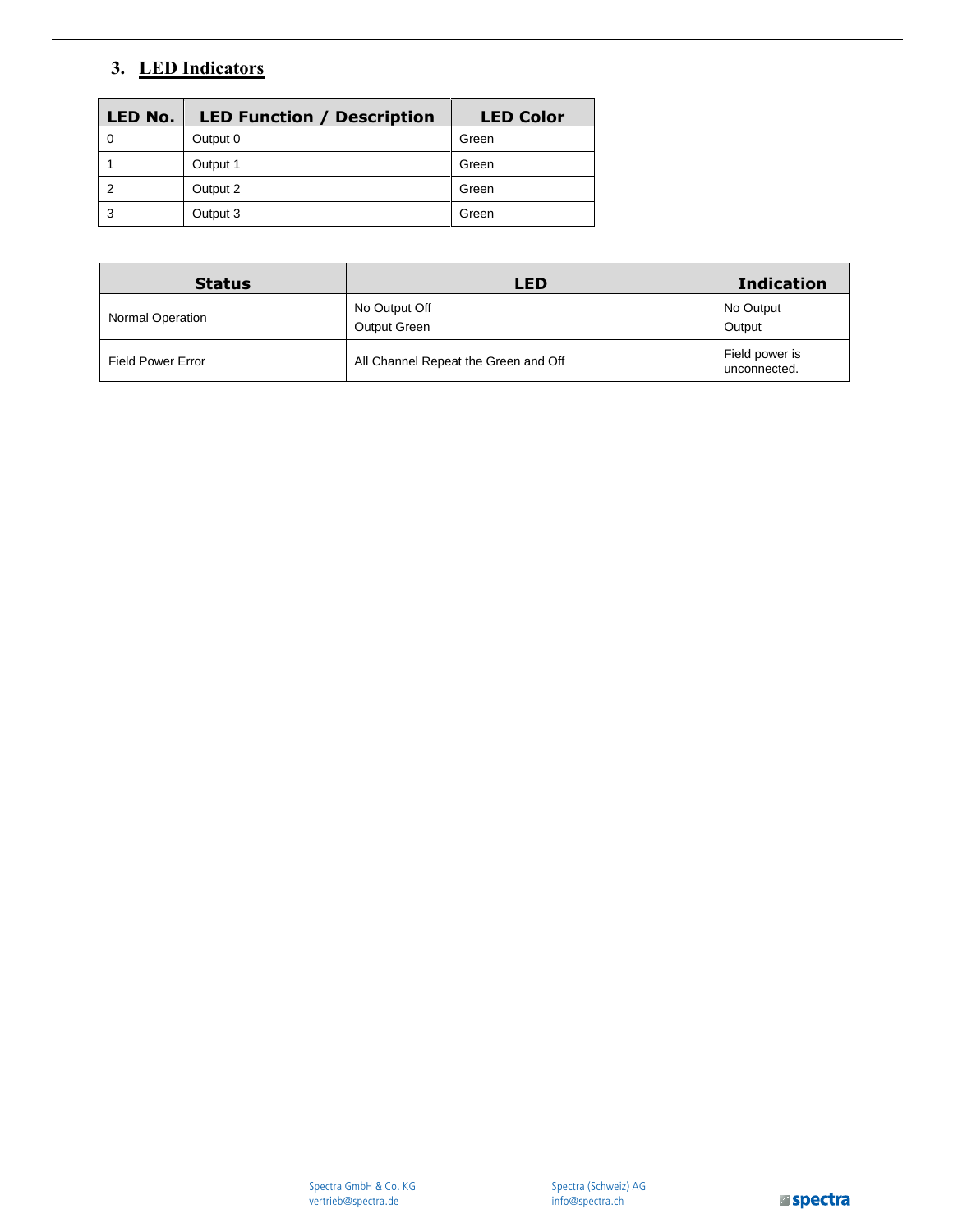## 3. LED Indicators

| LED No. | LED Function / Description | LED Color |
|---|---|---|
| 0 | Output 0 | Green |
| 1 | Output 1 | Green |
| 2 | Output 2 | Green |
| 3 | Output 3 | Green |

| Status | LED | Indication |
|---|---|---|
| Normal Operation | No Output Off<br>Output Green | No Output<br>Output |
| Field Power Error | All Channel Repeat the Green and Off | Field power is unconnected. |